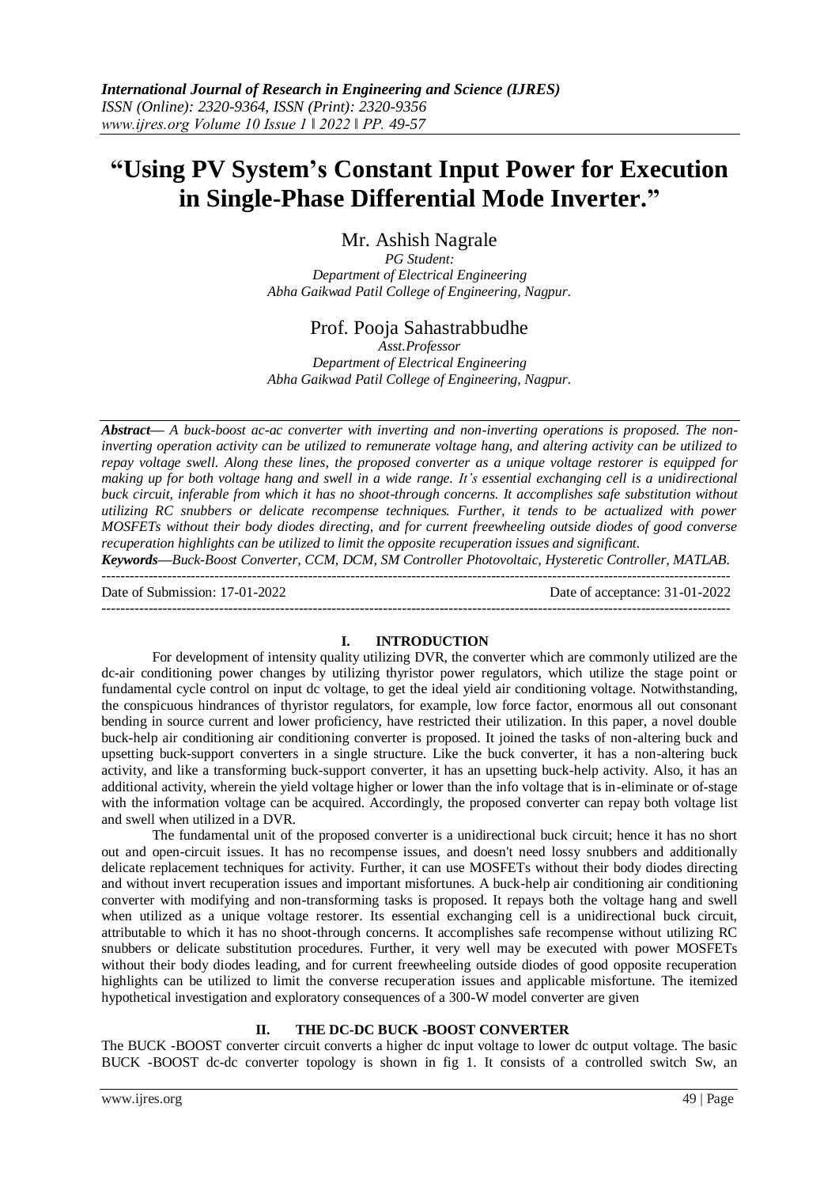# "Using PV System's Constant Input Power for Execution in Single-Phase Differential Mode Inverter."

Mr. Ashish Nagrale

*PG Student:*
*Department of Electrical Engineering*
*Abha Gaikwad Patil College of Engineering, Nagpur.*

Prof. Pooja Sahastrabbudhe

*Asst.Professor*
*Department of Electrical Engineering*
*Abha Gaikwad Patil College of Engineering, Nagpur.*

***Abstract—*** *A buck-boost ac-ac converter with inverting and non-inverting operations is proposed. The non-inverting operation activity can be utilized to remunerate voltage hang, and altering activity can be utilized to repay voltage swell. Along these lines, the proposed converter as a unique voltage restorer is equipped for making up for both voltage hang and swell in a wide range. It's essential exchanging cell is a unidirectional buck circuit, inferable from which it has no shoot-through concerns. It accomplishes safe substitution without utilizing RC snubbers or delicate recompense techniques. Further, it tends to be actualized with power MOSFETs without their body diodes directing, and for current freewheeling outside diodes of good converse recuperation highlights can be utilized to limit the opposite recuperation issues and significant.*

***Keywords—****Buck-Boost Converter, CCM, DCM, SM Controller Photovoltaic, Hysteretic Controller, MATLAB.*

Date of Submission: 17-01-2022 | Date of acceptance: 31-01-2022

## I. INTRODUCTION

For development of intensity quality utilizing DVR, the converter which are commonly utilized are the dc-air conditioning power changes by utilizing thyristor power regulators, which utilize the stage point or fundamental cycle control on input dc voltage, to get the ideal yield air conditioning voltage. Notwithstanding, the conspicuous hindrances of thyristor regulators, for example, low force factor, enormous all out consonant bending in source current and lower proficiency, have restricted their utilization. In this paper, a novel double buck-help air conditioning air conditioning converter is proposed. It joined the tasks of non-altering buck and upsetting buck-support converters in a single structure. Like the buck converter, it has a non-altering buck activity, and like a transforming buck-support converter, it has an upsetting buck-help activity. Also, it has an additional activity, wherein the yield voltage higher or lower than the info voltage that is in-eliminate or of-stage with the information voltage can be acquired. Accordingly, the proposed converter can repay both voltage list and swell when utilized in a DVR.

The fundamental unit of the proposed converter is a unidirectional buck circuit; hence it has no short out and open-circuit issues. It has no recompense issues, and doesn't need lossy snubbers and additionally delicate replacement techniques for activity. Further, it can use MOSFETs without their body diodes directing and without invert recuperation issues and important misfortunes. A buck-help air conditioning air conditioning converter with modifying and non-transforming tasks is proposed. It repays both the voltage hang and swell when utilized as a unique voltage restorer. Its essential exchanging cell is a unidirectional buck circuit, attributable to which it has no shoot-through concerns. It accomplishes safe recompense without utilizing RC snubbers or delicate substitution procedures. Further, it very well may be executed with power MOSFETs without their body diodes leading, and for current freewheeling outside diodes of good opposite recuperation highlights can be utilized to limit the converse recuperation issues and applicable misfortune. The itemized hypothetical investigation and exploratory consequences of a 300-W model converter are given

## II. THE DC-DC BUCK -BOOST CONVERTER

The BUCK -BOOST converter circuit converts a higher dc input voltage to lower dc output voltage. The basic BUCK -BOOST dc-dc converter topology is shown in fig 1. It consists of a controlled switch Sw, an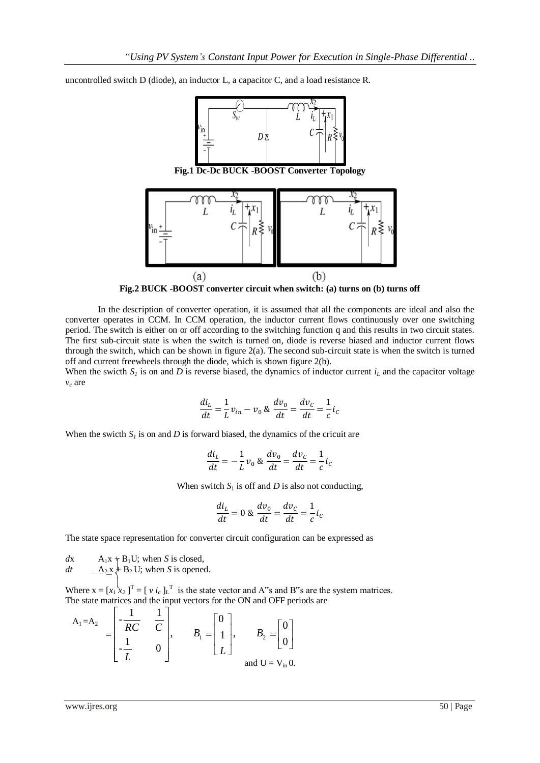uncontrolled switch D (diode), an inductor L, a capacitor C, and a load resistance R.

**Fig.1 Dc-Dc BUCK -BOOST Converter Topology**

(a) (b)

**Fig.2 BUCK -BOOST converter circuit when switch: (a) turns on (b) turns off**

In the description of converter operation, it is assumed that all the components are ideal and also the converter operates in CCM. In CCM operation, the inductor current flows continuously over one switching period. The switch is either on or off according to the switching function q and this results in two circuit states. The first sub-circuit state is when the switch is turned on, diode is reverse biased and inductor current flows through the switch, which can be shown in figure 2(a). The second sub-circuit state is when the switch is turned off and current freewheels through the diode, which is shown figure 2(b).

When the swicth $S_1$ is on and $D$ is reverse biased, the dynamics of inductor current $i_L$ and the capacitor voltage $v_c$ are

$$\frac{di_L}{dt} = \frac{1}{L} v_{in} - v_0 \; \& \; \frac{dv_0}{dt} = \frac{dv_C}{dt} = \frac{1}{c} i_C$$

When the swicth $S_1$ is on and $D$ is forward biased, the dynamics of the cricuit are

$$\frac{di_L}{dt} = -\frac{1}{L} v_0 \; \& \; \frac{dv_0}{dt} = \frac{dv_C}{dt} = \frac{1}{c} i_C$$

When switch $S_1$ is off and $D$ is also not conducting,

$$\frac{di_L}{dt} = 0 \; \& \; \frac{dv_0}{dt} = \frac{dv_C}{dt} = \frac{1}{c} i_C$$

The state space representation for converter circuit configuration can be expressed as

$$\frac{dx}{dt} = \begin{cases} A_1 x + B_1 U; & \text{when } S \text{ is closed,} \\ A_2 x + B_2 U; & \text{when } S \text{ is opened.} \end{cases}$$

Where $x = [x_1 \; x_2]^T = [\, v \; i_c \,]_L^T$ is the state vector and A"s and B"s are the system matrices.
The state matrices and the input vectors for the ON and OFF periods are

$$A_1 = A_2 = \begin{bmatrix} -\frac{1}{RC} & \frac{1}{C} \\ -\frac{1}{L} & 0 \end{bmatrix}, \qquad B_1 = \begin{bmatrix} 0 \\ \frac{1}{L} \end{bmatrix}, \qquad B_2 = \begin{bmatrix} 0 \\ 0 \end{bmatrix}$$

and $U = V_{in}$ 0.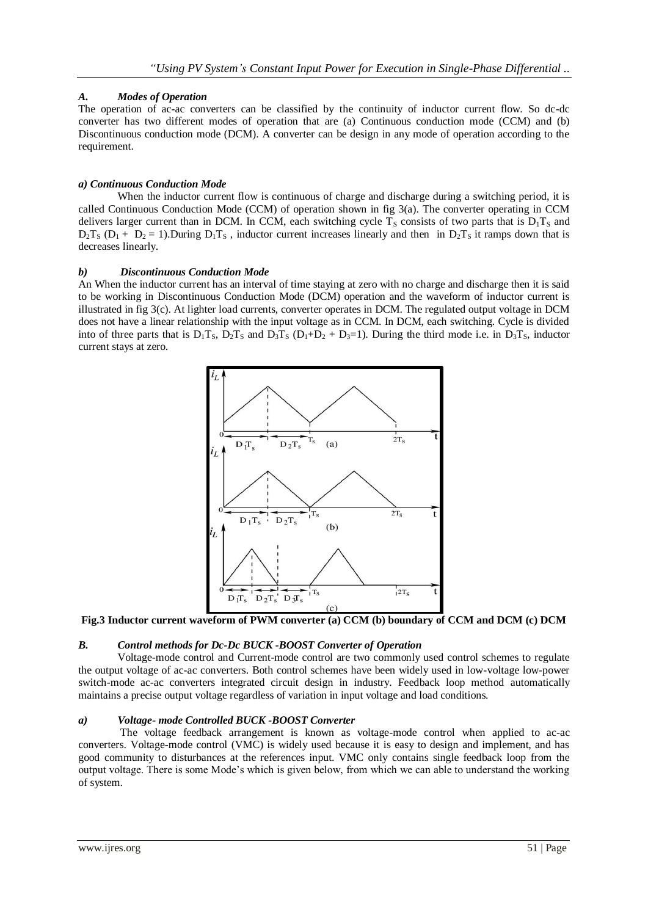### *A. Modes of Operation*

The operation of ac-ac converters can be classified by the continuity of inductor current flow. So dc-dc converter has two different modes of operation that are (a) Continuous conduction mode (CCM) and (b) Discontinuous conduction mode (DCM). A converter can be design in any mode of operation according to the requirement.

#### *a) Continuous Conduction Mode*

When the inductor current flow is continuous of charge and discharge during a switching period, it is called Continuous Conduction Mode (CCM) of operation shown in fig 3(a). The converter operating in CCM delivers larger current than in DCM. In CCM, each switching cycle $T_S$ consists of two parts that is $D_1T_S$ and $D_2T_S$ ($D_1 + D_2 = 1$).During $D_1T_S$ , inductor current increases linearly and then in $D_2T_S$ it ramps down that is decreases linearly.

#### *b) Discontinuous Conduction Mode*

An When the inductor current has an interval of time staying at zero with no charge and discharge then it is said to be working in Discontinuous Conduction Mode (DCM) operation and the waveform of inductor current is illustrated in fig 3(c). At lighter load currents, converter operates in DCM. The regulated output voltage in DCM does not have a linear relationship with the input voltage as in CCM. In DCM, each switching. Cycle is divided into of three parts that is $D_1T_S$, $D_2T_S$ and $D_3T_S$ ($D_1+D_2 + D_3=1$). During the third mode i.e. in $D_3T_S$, inductor current stays at zero.

**Fig.3 Inductor current waveform of PWM converter (a) CCM (b) boundary of CCM and DCM (c) DCM**

### *B. Control methods for Dc-Dc BUCK -BOOST Converter of Operation*

Voltage-mode control and Current-mode control are two commonly used control schemes to regulate the output voltage of ac-ac converters. Both control schemes have been widely used in low-voltage low-power switch-mode ac-ac converters integrated circuit design in industry. Feedback loop method automatically maintains a precise output voltage regardless of variation in input voltage and load conditions.

#### *a) Voltage- mode Controlled BUCK -BOOST Converter*

The voltage feedback arrangement is known as voltage-mode control when applied to ac-ac converters. Voltage-mode control (VMC) is widely used because it is easy to design and implement, and has good community to disturbances at the references input. VMC only contains single feedback loop from the output voltage. There is some Mode's which is given below, from which we can able to understand the working of system.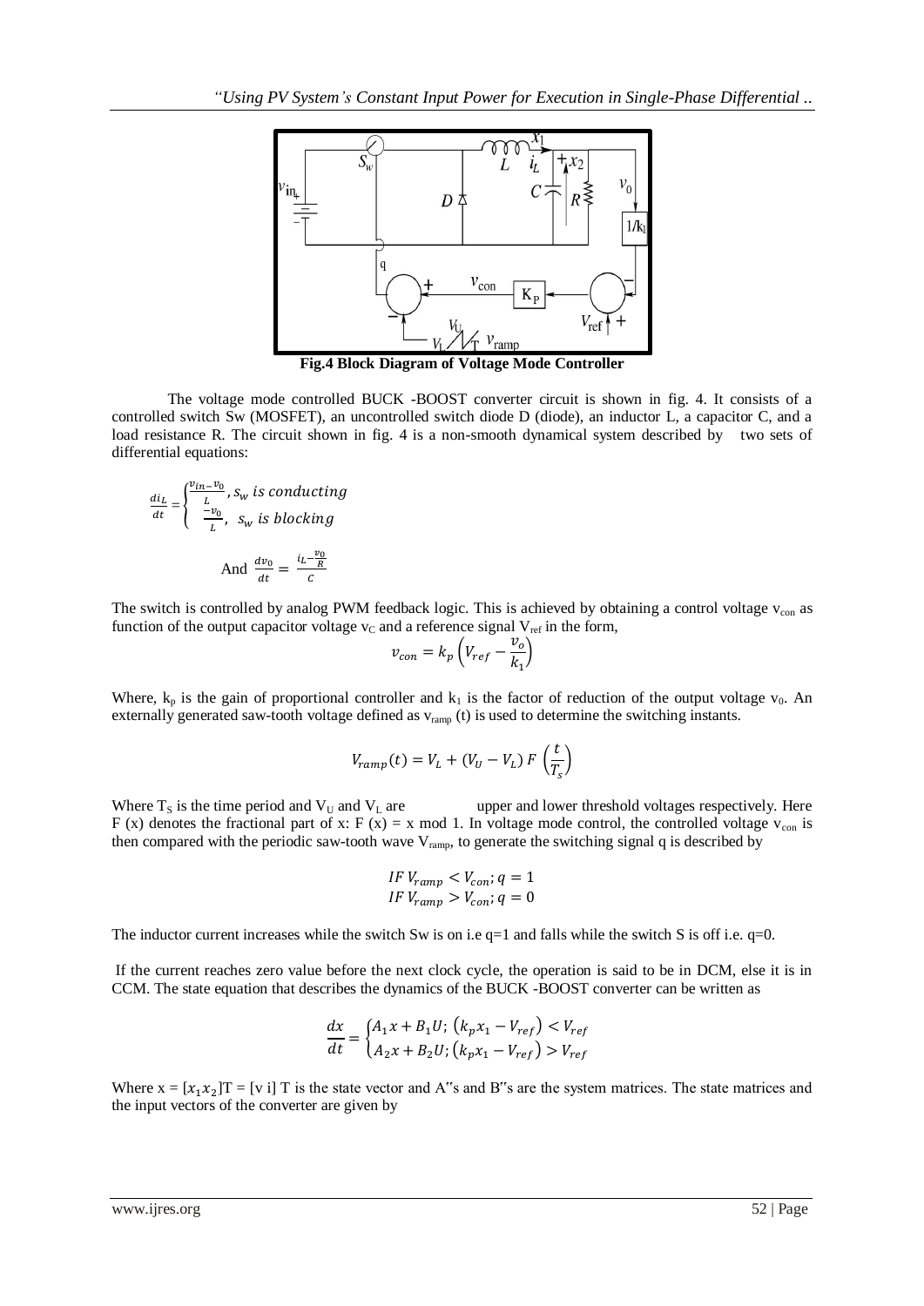**Fig.4 Block Diagram of Voltage Mode Controller**

The voltage mode controlled BUCK -BOOST converter circuit is shown in fig. 4. It consists of a controlled switch Sw (MOSFET), an uncontrolled switch diode D (diode), an inductor L, a capacitor C, and a load resistance R. The circuit shown in fig. 4 is a non-smooth dynamical system described by two sets of differential equations:

$$\frac{di_L}{dt} = \begin{cases} \frac{v_{in}-v_0}{L}, s_w \text{ is conducting} \\ \frac{-v_0}{L}, \ s_w \text{ is blocking} \end{cases}$$

$$\text{And } \frac{dv_0}{dt} = \frac{i_L - \frac{v_0}{R}}{C}$$

The switch is controlled by analog PWM feedback logic. This is achieved by obtaining a control voltage $v_{con}$ as function of the output capacitor voltage $v_C$ and a reference signal $V_{ref}$ in the form,

$$v_{con} = k_p \left( V_{ref} - \frac{v_o}{k_1} \right)$$

Where, $k_p$ is the gain of proportional controller and $k_1$ is the factor of reduction of the output voltage $v_0$. An externally generated saw-tooth voltage defined as $v_{ramp}$ (t) is used to determine the switching instants.

$$V_{ramp}(t) = V_L + (V_U - V_L)\, F\left(\frac{t}{T_s}\right)$$

Where $T_S$ is the time period and $V_U$ and $V_L$ are upper and lower threshold voltages respectively. Here F (x) denotes the fractional part of x: F (x) = x mod 1. In voltage mode control, the controlled voltage $v_{con}$ is then compared with the periodic saw-tooth wave $V_{ramp}$, to generate the switching signal q is described by

$$IF\ V_{ramp} < V_{con};\ q = 1$$
$$IF\ V_{ramp} > V_{con};\ q = 0$$

The inductor current increases while the switch Sw is on i.e q=1 and falls while the switch S is off i.e. q=0.

If the current reaches zero value before the next clock cycle, the operation is said to be in DCM, else it is in CCM. The state equation that describes the dynamics of the BUCK -BOOST converter can be written as

$$\frac{dx}{dt} = \begin{cases} A_1 x + B_1 U;\ \left(k_p x_1 - V_{ref}\right) < V_{ref} \\ A_2 x + B_2 U;\ \left(k_p x_1 - V_{ref}\right) > V_{ref} \end{cases}$$

Where $x = [x_1 x_2]$T = [v i] T is the state vector and A"s and B"s are the system matrices. The state matrices and the input vectors of the converter are given by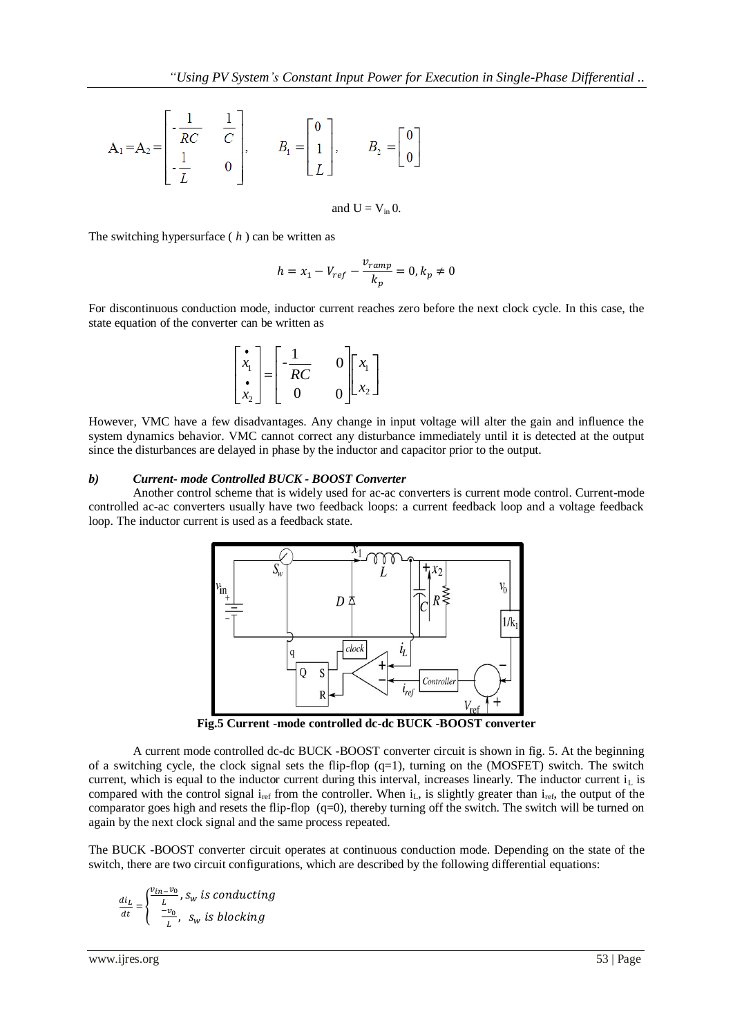$$A_1 = A_2 = \begin{bmatrix} -\frac{1}{RC} & \frac{1}{C} \\ -\frac{1}{L} & 0 \end{bmatrix}, \qquad B_1 = \begin{bmatrix} 0 \\ \frac{1}{L} \end{bmatrix}, \qquad B_2 = \begin{bmatrix} 0 \\ 0 \end{bmatrix}$$

and $U = V_{in}\,0$.

The switching hypersurface ( $h$ ) can be written as

$$h = x_1 - V_{ref} - \frac{v_{ramp}}{k_p} = 0, k_p \neq 0$$

For discontinuous conduction mode, inductor current reaches zero before the next clock cycle. In this case, the state equation of the converter can be written as

$$\begin{bmatrix} \dot{x}_1 \\ \dot{x}_2 \end{bmatrix} = \begin{bmatrix} -\frac{1}{RC} & 0 \\ 0 & 0 \end{bmatrix} \begin{bmatrix} x_1 \\ x_2 \end{bmatrix}$$

However, VMC have a few disadvantages. Any change in input voltage will alter the gain and influence the system dynamics behavior. VMC cannot correct any disturbance immediately until it is detected at the output since the disturbances are delayed in phase by the inductor and capacitor prior to the output.

### b) *Current- mode Controlled BUCK - BOOST Converter*

Another control scheme that is widely used for ac-ac converters is current mode control. Current-mode controlled ac-ac converters usually have two feedback loops: a current feedback loop and a voltage feedback loop. The inductor current is used as a feedback state.

**Fig.5 Current -mode controlled dc-dc BUCK -BOOST converter**

A current mode controlled dc-dc BUCK -BOOST converter circuit is shown in fig. 5. At the beginning of a switching cycle, the clock signal sets the flip-flop (q=1), turning on the (MOSFET) switch. The switch current, which is equal to the inductor current during this interval, increases linearly. The inductor current $i_L$ is compared with the control signal $i_{ref}$ from the controller. When $i_L$, is slightly greater than $i_{ref}$, the output of the comparator goes high and resets the flip-flop (q=0), thereby turning off the switch. The switch will be turned on again by the next clock signal and the same process repeated.

The BUCK -BOOST converter circuit operates at continuous conduction mode. Depending on the state of the switch, there are two circuit configurations, which are described by the following differential equations:

$$\frac{di_L}{dt} = \begin{cases} \frac{v_{in} - v_0}{L}, & s_w \text{ is conducting} \\ \frac{-v_0}{L}, & s_w \text{ is blocking} \end{cases}$$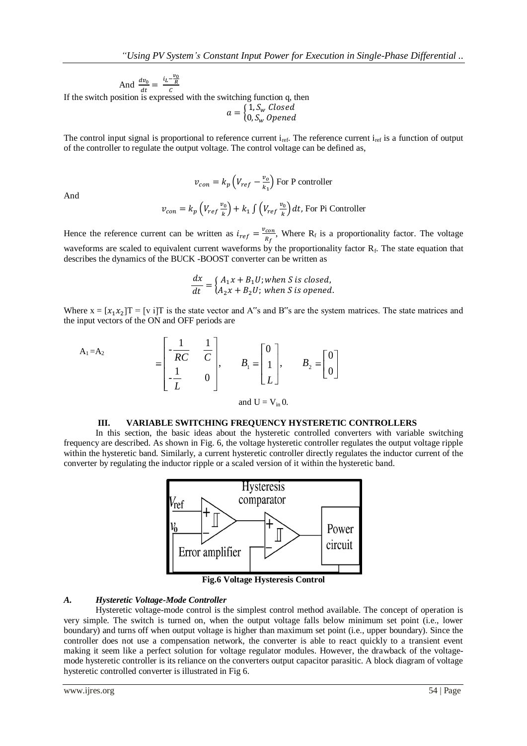And $\frac{dv_0}{dt} = \frac{i_L - \frac{v_0}{R}}{C}$

If the switch position is expressed with the switching function q, then

$$a = \begin{cases} 1, S_w \; Closed \\ 0, S_w \; Opened \end{cases}$$

The control input signal is proportional to reference current $i_{ref}$. The reference current $i_{ref}$ is a function of output of the controller to regulate the output voltage. The control voltage can be defined as,

$$v_{con} = k_p \left( V_{ref} - \frac{v_o}{k_1} \right) \text{ For P controller}$$

And

$$v_{con} = k_p \left( V_{ref} \frac{v_0}{k} \right) + k_1 \int \left( V_{ref} \frac{v_0}{k} \right) dt, \text{ For Pi Controller}$$

Hence the reference current can be written as $i_{ref} = \frac{v_{con}}{R_f}$, Where $R_f$ is a proportionality factor. The voltage waveforms are scaled to equivalent current waveforms by the proportionality factor $R_f$. The state equation that describes the dynamics of the BUCK -BOOST converter can be written as

$$\frac{dx}{dt} = \begin{cases} A_1 x + B_1 U; when \; S \; is \; closed, \\ A_2 x + B_2 U; \; when \; S \; is \; opened. \end{cases}$$

Where $x = [x_1 x_2]T = [v \; i]T$ is the state vector and A‟s and B‟s are the system matrices. The state matrices and the input vectors of the ON and OFF periods are

$$A_1 = A_2 = \begin{bmatrix} -\frac{1}{RC} & \frac{1}{C} \\ -\frac{1}{L} & 0 \end{bmatrix}, \qquad B_1 = \begin{bmatrix} 0 \\ \frac{1}{L} \end{bmatrix}, \qquad B_2 = \begin{bmatrix} 0 \\ 0 \end{bmatrix}$$

and $U = V_{in} \, 0$.

## III. VARIABLE SWITCHING FREQUENCY HYSTERETIC CONTROLLERS

In this section, the basic ideas about the hysteretic controlled converters with variable switching frequency are described. As shown in Fig. 6, the voltage hysteretic controller regulates the output voltage ripple within the hysteretic band. Similarly, a current hysteretic controller directly regulates the inductor current of the converter by regulating the inductor ripple or a scaled version of it within the hysteretic band.

**Fig.6 Voltage Hysteresis Control**

### *A. Hysteretic Voltage-Mode Controller*

Hysteretic voltage-mode control is the simplest control method available. The concept of operation is very simple. The switch is turned on, when the output voltage falls below minimum set point (i.e., lower boundary) and turns off when output voltage is higher than maximum set point (i.e., upper boundary). Since the controller does not use a compensation network, the converter is able to react quickly to a transient event making it seem like a perfect solution for voltage regulator modules. However, the drawback of the voltage-mode hysteretic controller is its reliance on the converters output capacitor parasitic. A block diagram of voltage hysteretic controlled converter is illustrated in Fig 6.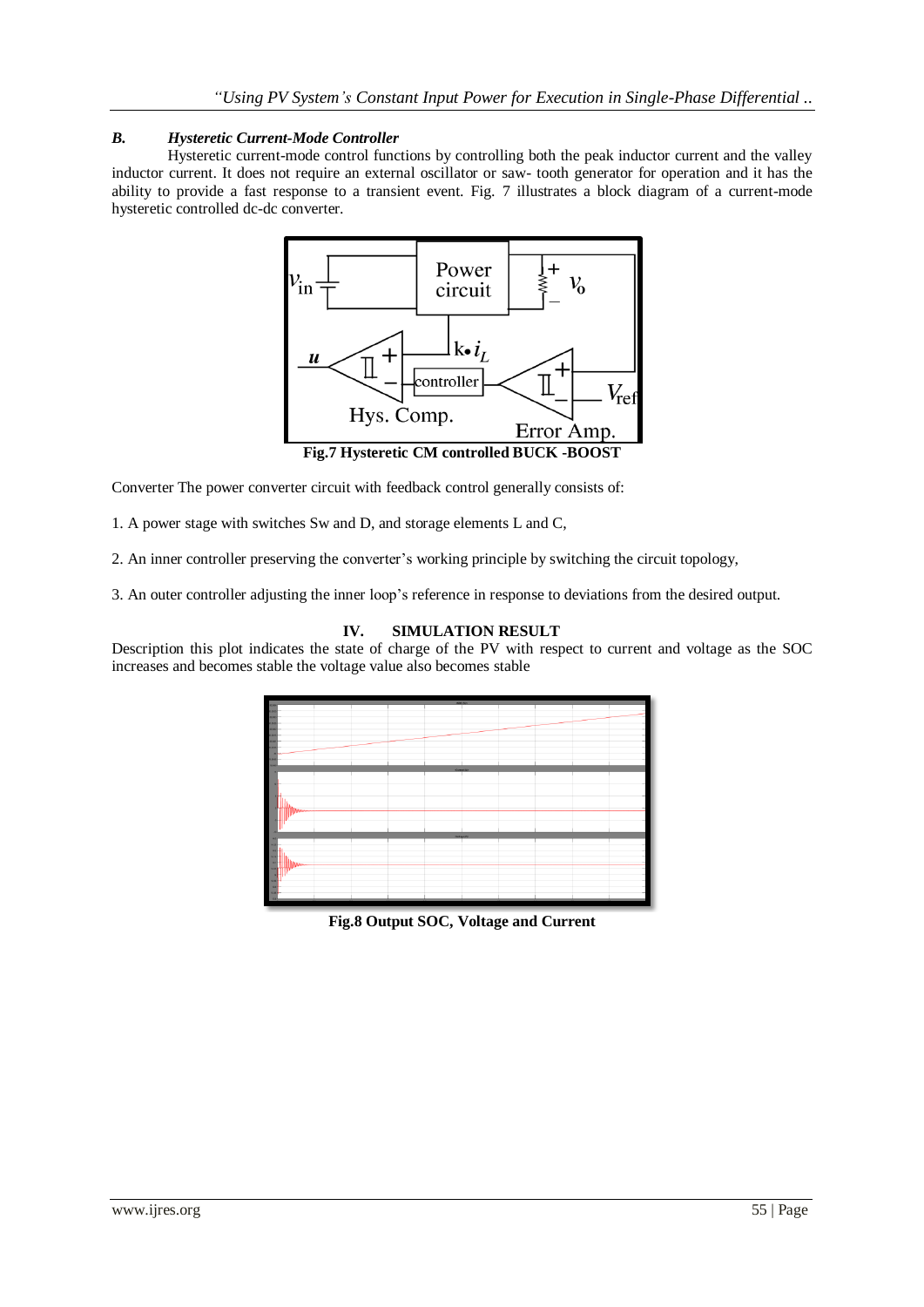### B. Hysteretic Current-Mode Controller

Hysteretic current-mode control functions by controlling both the peak inductor current and the valley inductor current. It does not require an external oscillator or saw- tooth generator for operation and it has the ability to provide a fast response to a transient event. Fig. 7 illustrates a block diagram of a current-mode hysteretic controlled dc-dc converter.

**Fig.7 Hysteretic CM controlled BUCK -BOOST**

Converter The power converter circuit with feedback control generally consists of:

1. A power stage with switches Sw and D, and storage elements L and C,

2. An inner controller preserving the converter's working principle by switching the circuit topology,

3. An outer controller adjusting the inner loop's reference in response to deviations from the desired output.

## IV. SIMULATION RESULT

Description this plot indicates the state of charge of the PV with respect to current and voltage as the SOC increases and becomes stable the voltage value also becomes stable

**Fig.8 Output SOC, Voltage and Current**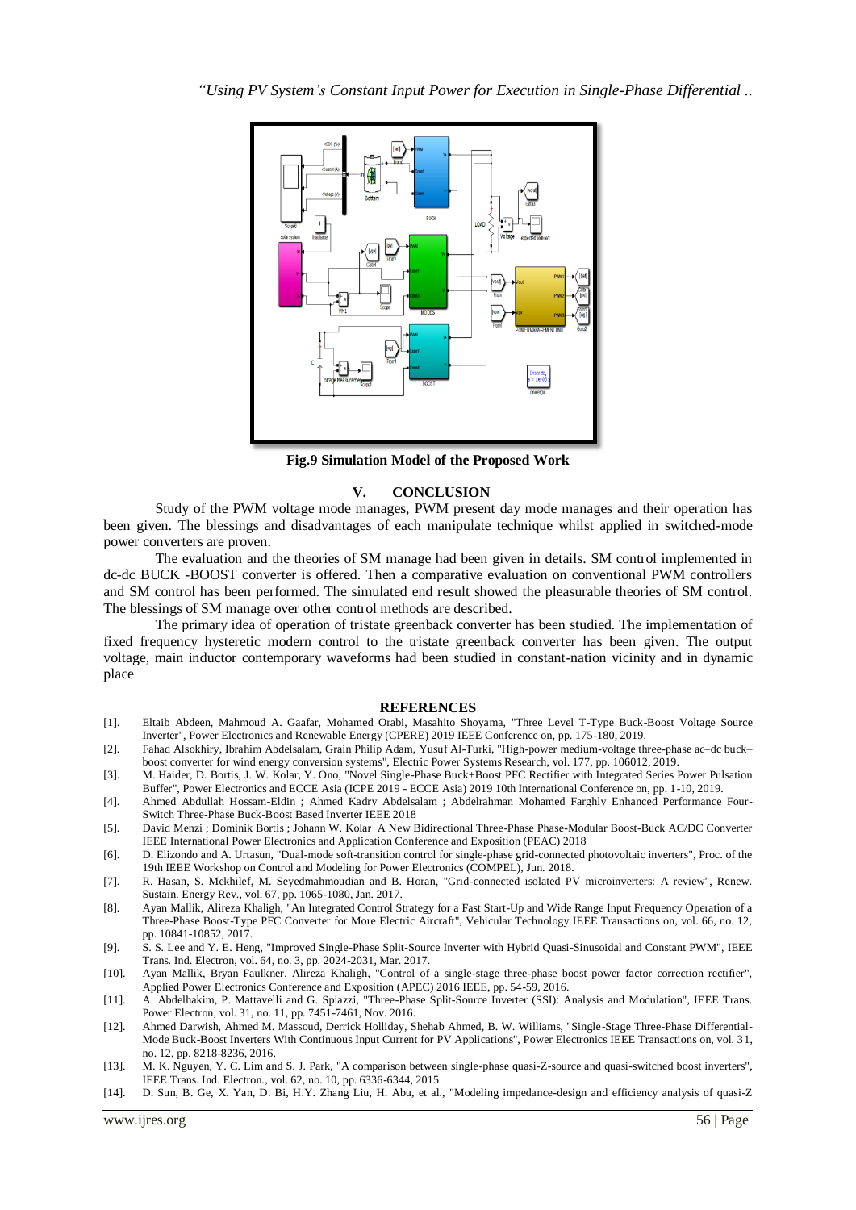**Fig.9 Simulation Model of the Proposed Work**

## V. CONCLUSION

Study of the PWM voltage mode manages, PWM present day mode manages and their operation has been given. The blessings and disadvantages of each manipulate technique whilst applied in switched-mode power converters are proven.

The evaluation and the theories of SM manage had been given in details. SM control implemented in dc-dc BUCK -BOOST converter is offered. Then a comparative evaluation on conventional PWM controllers and SM control has been performed. The simulated end result showed the pleasurable theories of SM control. The blessings of SM manage over other control methods are described.

The primary idea of operation of tristate greenback converter has been studied. The implementation of fixed frequency hysteretic modern control to the tristate greenback converter has been given. The output voltage, main inductor contemporary waveforms had been studied in constant-nation vicinity and in dynamic place

## REFERENCES

[1]. Eltaib Abdeen, Mahmoud A. Gaafar, Mohamed Orabi, Masahito Shoyama, "Three Level T-Type Buck-Boost Voltage Source Inverter", Power Electronics and Renewable Energy (CPERE) 2019 IEEE Conference on, pp. 175-180, 2019.

[2]. Fahad Alsokhiry, Ibrahim Abdelsalam, Grain Philip Adam, Yusuf Al-Turki, "High-power medium-voltage three-phase ac–dc buck–boost converter for wind energy conversion systems", Electric Power Systems Research, vol. 177, pp. 106012, 2019.

[3]. M. Haider, D. Bortis, J. W. Kolar, Y. Ono, "Novel Single-Phase Buck+Boost PFC Rectifier with Integrated Series Power Pulsation Buffer", Power Electronics and ECCE Asia (ICPE 2019 - ECCE Asia) 2019 10th International Conference on, pp. 1-10, 2019.

[4]. Ahmed Abdullah Hossam-Eldin ; Ahmed Kadry Abdelsalam ; Abdelrahman Mohamed Farghly Enhanced Performance Four-Switch Three-Phase Buck-Boost Based Inverter IEEE 2018

[5]. David Menzi ; Dominik Bortis ; Johann W. Kolar A New Bidirectional Three-Phase Phase-Modular Boost-Buck AC/DC Converter IEEE International Power Electronics and Application Conference and Exposition (PEAC) 2018

[6]. D. Elizondo and A. Urtasun, "Dual-mode soft-transition control for single-phase grid-connected photovoltaic inverters", Proc. of the 19th IEEE Workshop on Control and Modeling for Power Electronics (COMPEL), Jun. 2018.

[7]. R. Hasan, S. Mekhilef, M. Seyedmahmoudian and B. Horan, "Grid-connected isolated PV microinverters: A review", Renew. Sustain. Energy Rev., vol. 67, pp. 1065-1080, Jan. 2017.

[8]. Ayan Mallik, Alireza Khaligh, "An Integrated Control Strategy for a Fast Start-Up and Wide Range Input Frequency Operation of a Three-Phase Boost-Type PFC Converter for More Electric Aircraft", Vehicular Technology IEEE Transactions on, vol. 66, no. 12, pp. 10841-10852, 2017.

[9]. S. S. Lee and Y. E. Heng, "Improved Single-Phase Split-Source Inverter with Hybrid Quasi-Sinusoidal and Constant PWM", IEEE Trans. Ind. Electron, vol. 64, no. 3, pp. 2024-2031, Mar. 2017.

[10]. Ayan Mallik, Bryan Faulkner, Alireza Khaligh, "Control of a single-stage three-phase boost power factor correction rectifier", Applied Power Electronics Conference and Exposition (APEC) 2016 IEEE, pp. 54-59, 2016.

[11]. A. Abdelhakim, P. Mattavelli and G. Spiazzi, "Three-Phase Split-Source Inverter (SSI): Analysis and Modulation", IEEE Trans. Power Electron, vol. 31, no. 11, pp. 7451-7461, Nov. 2016.

[12]. Ahmed Darwish, Ahmed M. Massoud, Derrick Holliday, Shehab Ahmed, B. W. Williams, "Single-Stage Three-Phase Differential-Mode Buck-Boost Inverters With Continuous Input Current for PV Applications", Power Electronics IEEE Transactions on, vol. 31, no. 12, pp. 8218-8236, 2016.

[13]. M. K. Nguyen, Y. C. Lim and S. J. Park, "A comparison between single-phase quasi-Z-source and quasi-switched boost inverters", IEEE Trans. Ind. Electron., vol. 62, no. 10, pp. 6336-6344, 2015

[14]. D. Sun, B. Ge, X. Yan, D. Bi, H.Y. Zhang Liu, H. Abu, et al., "Modeling impedance-design and efficiency analysis of quasi-Z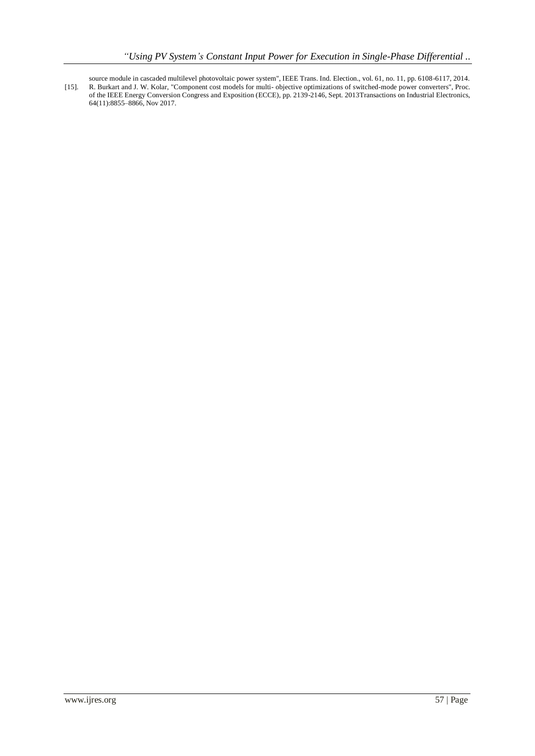source module in cascaded multilevel photovoltaic power system", IEEE Trans. Ind. Election., vol. 61, no. 11, pp. 6108-6117, 2014.

[15]. R. Burkart and J. W. Kolar, "Component cost models for multi- objective optimizations of switched-mode power converters", Proc. of the IEEE Energy Conversion Congress and Exposition (ECCE), pp. 2139-2146, Sept. 2013Transactions on Industrial Electronics, 64(11):8855–8866, Nov 2017.